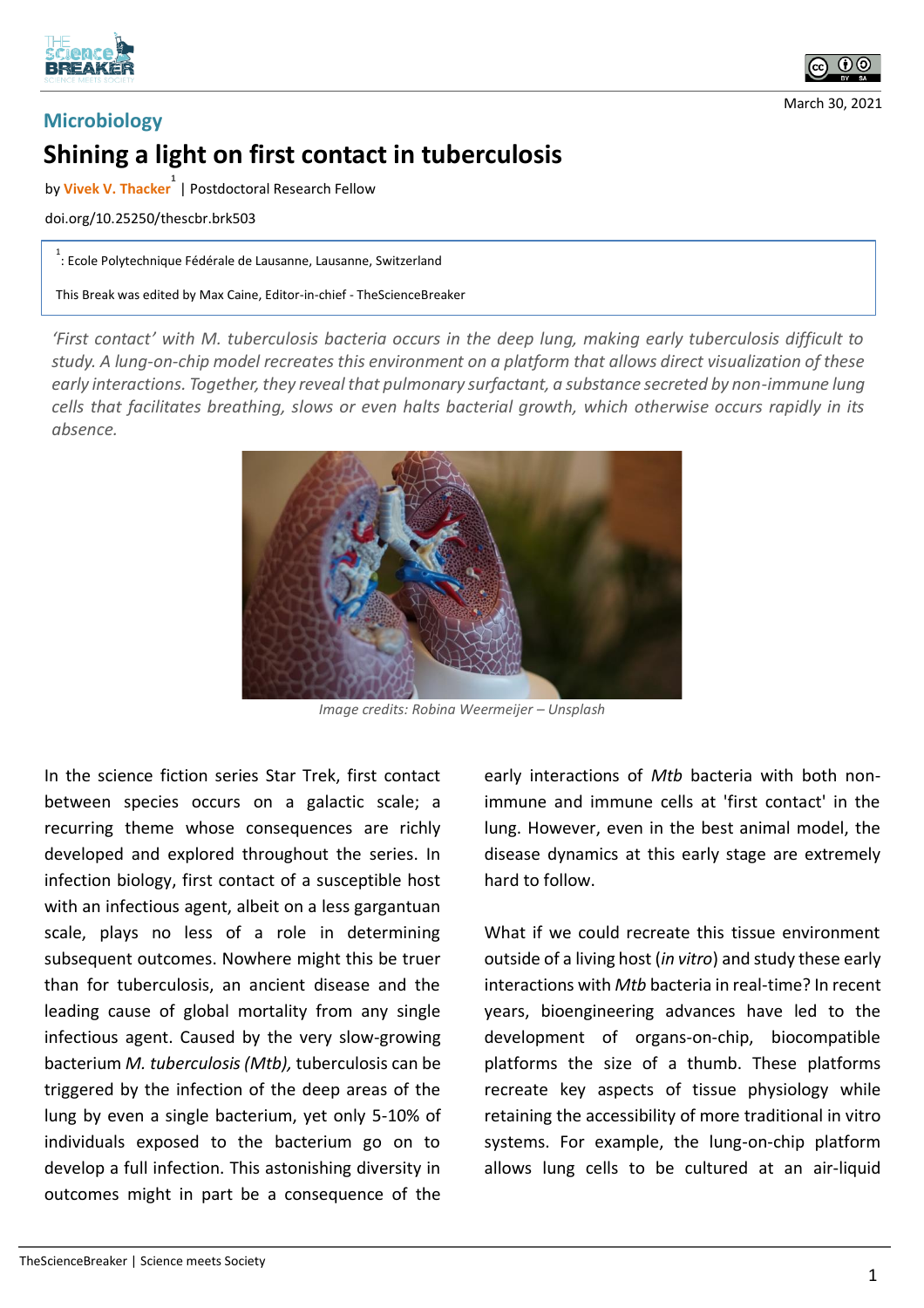Microbiology

# Shining a light on first contact in tuberculosis

March 30, 2021

by **Vivek V. Thacker**[1] | Postdoctoral Research Fellow

doi.org/10.25250/thescbr.brk503

[1]: Ecole Polytechnique Fédérale de Lausanne, Lausanne, Switzerland

This Break was edited by Max Caine, Editor-in-chief - TheScienceBreaker

*'First contact' with M. tuberculosis bacteria occurs in the deep lung, making early tuberculosis difficult to study. A lung-on-chip model recreates this environment on a platform that allows direct visualization of these early interactions. Together, they reveal that pulmonary surfactant, a substance secreted by non-immune lung cells that facilitates breathing, slows or even halts bacterial growth, which otherwise occurs rapidly in its absence.*

Image credits: Robina Weermeijer – Unsplash

In the science fiction series Star Trek, first contact between species occurs on a galactic scale; a recurring theme whose consequences are richly developed and explored throughout the series. In infection biology, first contact of a susceptible host with an infectious agent, albeit on a less gargantuan scale, plays no less of a role in determining subsequent outcomes. Nowhere might this be truer than for tuberculosis, an ancient disease and the leading cause of global mortality from any single infectious agent. Caused by the very slow-growing bacterium *M. tuberculosis (Mtb),* tuberculosis can be triggered by the infection of the deep areas of the lung by even a single bacterium, yet only 5-10% of individuals exposed to the bacterium go on to develop a full infection. This astonishing diversity in outcomes might in part be a consequence of the early interactions of *Mtb* bacteria with both non-immune and immune cells at 'first contact' in the lung. However, even in the best animal model, the disease dynamics at this early stage are extremely hard to follow.

What if we could recreate this tissue environment outside of a living host (*in vitro*) and study these early interactions with *Mtb* bacteria in real-time? In recent years, bioengineering advances have led to the development of organs-on-chip, biocompatible platforms the size of a thumb. These platforms recreate key aspects of tissue physiology while retaining the accessibility of more traditional in vitro systems. For example, the lung-on-chip platform allows lung cells to be cultured at an air-liquid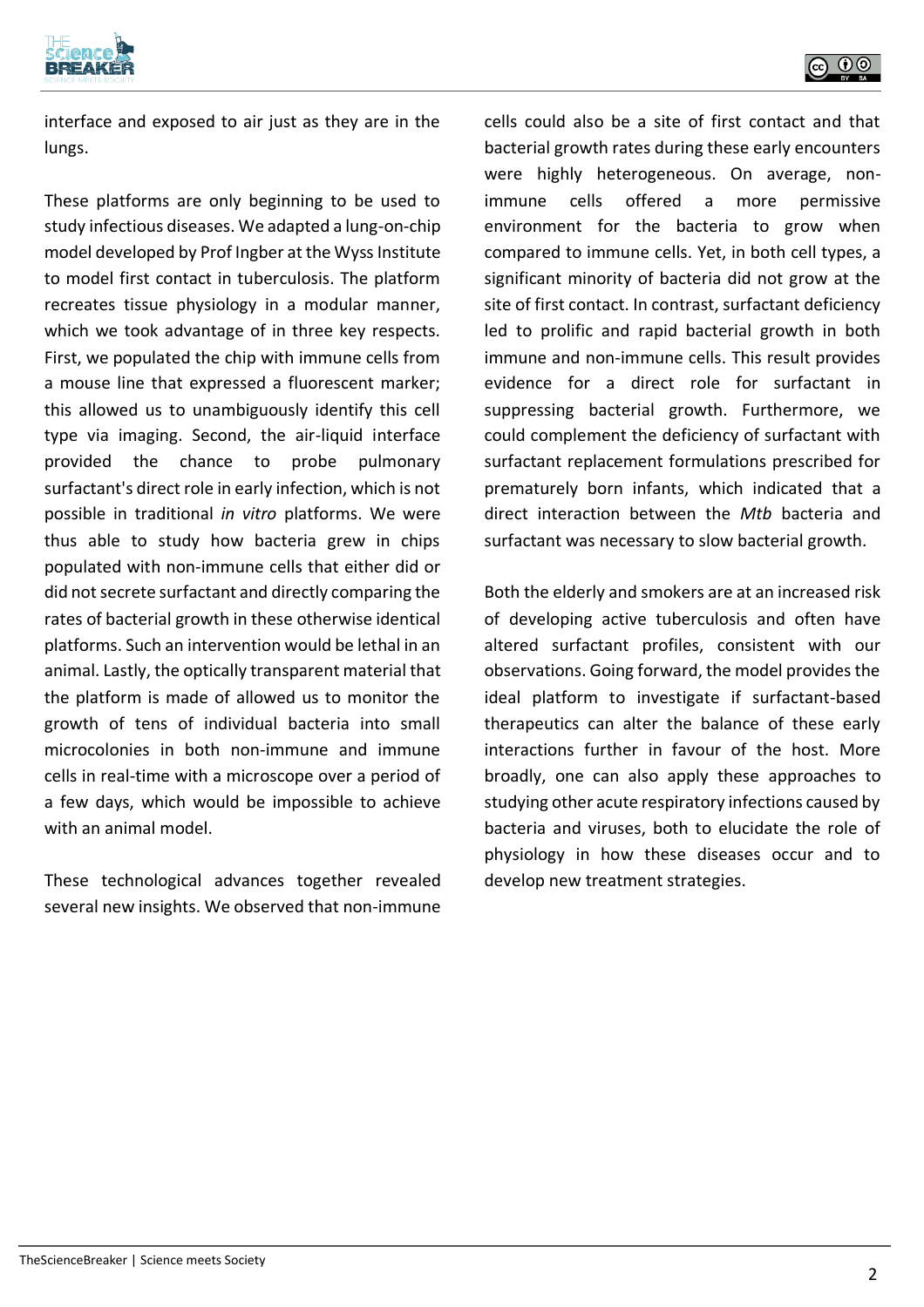interface and exposed to air just as they are in the lungs.

These platforms are only beginning to be used to study infectious diseases. We adapted a lung-on-chip model developed by Prof Ingber at the Wyss Institute to model first contact in tuberculosis. The platform recreates tissue physiology in a modular manner, which we took advantage of in three key respects. First, we populated the chip with immune cells from a mouse line that expressed a fluorescent marker; this allowed us to unambiguously identify this cell type via imaging. Second, the air-liquid interface provided the chance to probe pulmonary surfactant's direct role in early infection, which is not possible in traditional *in vitro* platforms. We were thus able to study how bacteria grew in chips populated with non-immune cells that either did or did not secrete surfactant and directly comparing the rates of bacterial growth in these otherwise identical platforms. Such an intervention would be lethal in an animal. Lastly, the optically transparent material that the platform is made of allowed us to monitor the growth of tens of individual bacteria into small microcolonies in both non-immune and immune cells in real-time with a microscope over a period of a few days, which would be impossible to achieve with an animal model.

These technological advances together revealed several new insights. We observed that non-immune cells could also be a site of first contact and that bacterial growth rates during these early encounters were highly heterogeneous. On average, non-immune cells offered a more permissive environment for the bacteria to grow when compared to immune cells. Yet, in both cell types, a significant minority of bacteria did not grow at the site of first contact. In contrast, surfactant deficiency led to prolific and rapid bacterial growth in both immune and non-immune cells. This result provides evidence for a direct role for surfactant in suppressing bacterial growth. Furthermore, we could complement the deficiency of surfactant with surfactant replacement formulations prescribed for prematurely born infants, which indicated that a direct interaction between the *Mtb* bacteria and surfactant was necessary to slow bacterial growth.

Both the elderly and smokers are at an increased risk of developing active tuberculosis and often have altered surfactant profiles, consistent with our observations. Going forward, the model provides the ideal platform to investigate if surfactant-based therapeutics can alter the balance of these early interactions further in favour of the host. More broadly, one can also apply these approaches to studying other acute respiratory infections caused by bacteria and viruses, both to elucidate the role of physiology in how these diseases occur and to develop new treatment strategies.